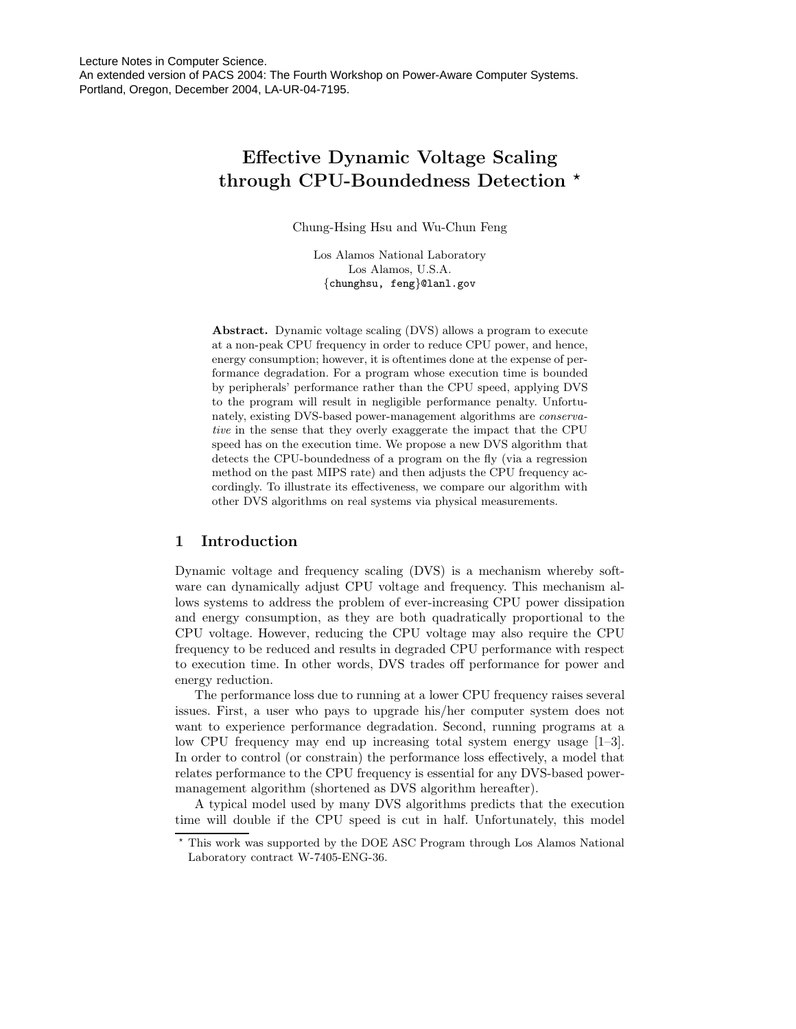Lecture Notes in Computer Science.
An extended version of PACS 2004: The Fourth Workshop on Power-Aware Computer Systems.
Portland, Oregon, December 2004, LA-UR-04-7195.

# Effective Dynamic Voltage Scaling through CPU-Boundedness Detection *

Chung-Hsing Hsu and Wu-Chun Feng

Los Alamos National Laboratory
Los Alamos, U.S.A.
{chunghsu, feng}@lanl.gov

**Abstract.** Dynamic voltage scaling (DVS) allows a program to execute at a non-peak CPU frequency in order to reduce CPU power, and hence, energy consumption; however, it is oftentimes done at the expense of performance degradation. For a program whose execution time is bounded by peripherals' performance rather than the CPU speed, applying DVS to the program will result in negligible performance penalty. Unfortunately, existing DVS-based power-management algorithms are *conservative* in the sense that they overly exaggerate the impact that the CPU speed has on the execution time. We propose a new DVS algorithm that detects the CPU-boundedness of a program on the fly (via a regression method on the past MIPS rate) and then adjusts the CPU frequency accordingly. To illustrate its effectiveness, we compare our algorithm with other DVS algorithms on real systems via physical measurements.

## 1 Introduction

Dynamic voltage and frequency scaling (DVS) is a mechanism whereby software can dynamically adjust CPU voltage and frequency. This mechanism allows systems to address the problem of ever-increasing CPU power dissipation and energy consumption, as they are both quadratically proportional to the CPU voltage. However, reducing the CPU voltage may also require the CPU frequency to be reduced and results in degraded CPU performance with respect to execution time. In other words, DVS trades off performance for power and energy reduction.

The performance loss due to running at a lower CPU frequency raises several issues. First, a user who pays to upgrade his/her computer system does not want to experience performance degradation. Second, running programs at a low CPU frequency may end up increasing total system energy usage [1–3]. In order to control (or constrain) the performance loss effectively, a model that relates performance to the CPU frequency is essential for any DVS-based power-management algorithm (shortened as DVS algorithm hereafter).

A typical model used by many DVS algorithms predicts that the execution time will double if the CPU speed is cut in half. Unfortunately, this model

* This work was supported by the DOE ASC Program through Los Alamos National Laboratory contract W-7405-ENG-36.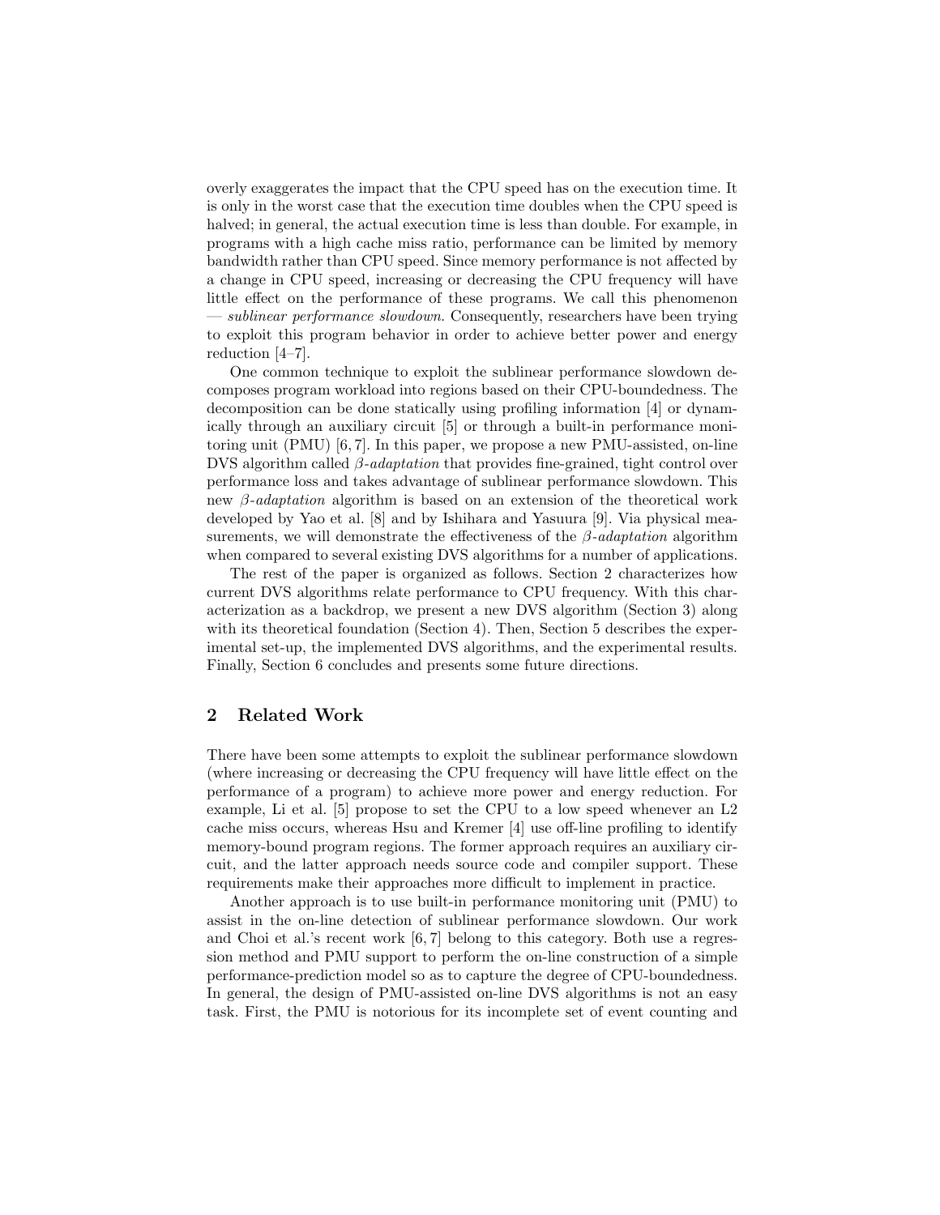overly exaggerates the impact that the CPU speed has on the execution time. It is only in the worst case that the execution time doubles when the CPU speed is halved; in general, the actual execution time is less than double. For example, in programs with a high cache miss ratio, performance can be limited by memory bandwidth rather than CPU speed. Since memory performance is not affected by a change in CPU speed, increasing or decreasing the CPU frequency will have little effect on the performance of these programs. We call this phenomenon — *sublinear performance slowdown.* Consequently, researchers have been trying to exploit this program behavior in order to achieve better power and energy reduction [4–7].

One common technique to exploit the sublinear performance slowdown decomposes program workload into regions based on their CPU-boundedness. The decomposition can be done statically using profiling information [4] or dynamically through an auxiliary circuit [5] or through a built-in performance monitoring unit (PMU) [6, 7]. In this paper, we propose a new PMU-assisted, on-line DVS algorithm called *$\beta$-adaptation* that provides fine-grained, tight control over performance loss and takes advantage of sublinear performance slowdown. This new *$\beta$-adaptation* algorithm is based on an extension of the theoretical work developed by Yao et al. [8] and by Ishihara and Yasuura [9]. Via physical measurements, we will demonstrate the effectiveness of the *$\beta$-adaptation* algorithm when compared to several existing DVS algorithms for a number of applications.

The rest of the paper is organized as follows. Section 2 characterizes how current DVS algorithms relate performance to CPU frequency. With this characterization as a backdrop, we present a new DVS algorithm (Section 3) along with its theoretical foundation (Section 4). Then, Section 5 describes the experimental set-up, the implemented DVS algorithms, and the experimental results. Finally, Section 6 concludes and presents some future directions.

## 2 Related Work

There have been some attempts to exploit the sublinear performance slowdown (where increasing or decreasing the CPU frequency will have little effect on the performance of a program) to achieve more power and energy reduction. For example, Li et al. [5] propose to set the CPU to a low speed whenever an L2 cache miss occurs, whereas Hsu and Kremer [4] use off-line profiling to identify memory-bound program regions. The former approach requires an auxiliary circuit, and the latter approach needs source code and compiler support. These requirements make their approaches more difficult to implement in practice.

Another approach is to use built-in performance monitoring unit (PMU) to assist in the on-line detection of sublinear performance slowdown. Our work and Choi et al.'s recent work [6, 7] belong to this category. Both use a regression method and PMU support to perform the on-line construction of a simple performance-prediction model so as to capture the degree of CPU-boundedness. In general, the design of PMU-assisted on-line DVS algorithms is not an easy task. First, the PMU is notorious for its incomplete set of event counting and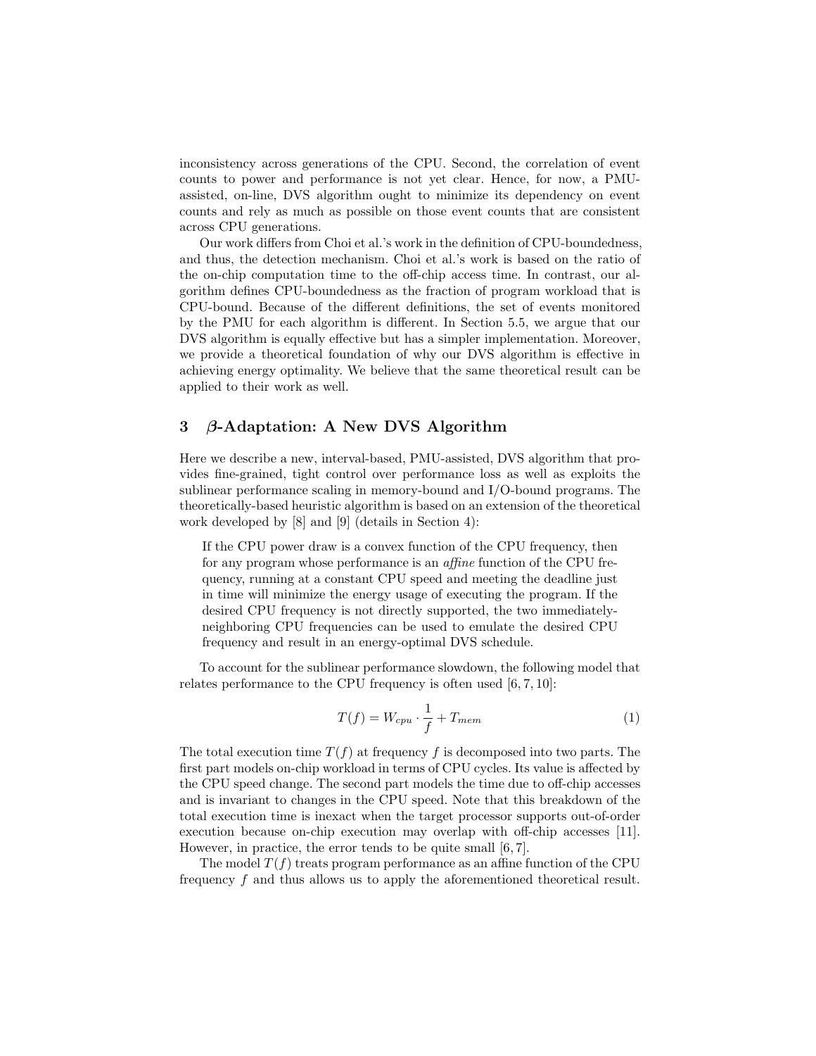inconsistency across generations of the CPU. Second, the correlation of event counts to power and performance is not yet clear. Hence, for now, a PMU-assisted, on-line, DVS algorithm ought to minimize its dependency on event counts and rely as much as possible on those event counts that are consistent across CPU generations.

Our work differs from Choi et al.'s work in the definition of CPU-boundedness, and thus, the detection mechanism. Choi et al.'s work is based on the ratio of the on-chip computation time to the off-chip access time. In contrast, our algorithm defines CPU-boundedness as the fraction of program workload that is CPU-bound. Because of the different definitions, the set of events monitored by the PMU for each algorithm is different. In Section 5.5, we argue that our DVS algorithm is equally effective but has a simpler implementation. Moreover, we provide a theoretical foundation of why our DVS algorithm is effective in achieving energy optimality. We believe that the same theoretical result can be applied to their work as well.

## 3 $\beta$-Adaptation: A New DVS Algorithm

Here we describe a new, interval-based, PMU-assisted, DVS algorithm that provides fine-grained, tight control over performance loss as well as exploits the sublinear performance scaling in memory-bound and I/O-bound programs. The theoretically-based heuristic algorithm is based on an extension of the theoretical work developed by [8] and [9] (details in Section 4):

> If the CPU power draw is a convex function of the CPU frequency, then for any program whose performance is an *affine* function of the CPU frequency, running at a constant CPU speed and meeting the deadline just in time will minimize the energy usage of executing the program. If the desired CPU frequency is not directly supported, the two immediately-neighboring CPU frequencies can be used to emulate the desired CPU frequency and result in an energy-optimal DVS schedule.

To account for the sublinear performance slowdown, the following model that relates performance to the CPU frequency is often used [6, 7, 10]:

$$T(f) = W_{cpu} \cdot \frac{1}{f} + T_{mem} \tag{1}$$

The total execution time $T(f)$ at frequency $f$ is decomposed into two parts. The first part models on-chip workload in terms of CPU cycles. Its value is affected by the CPU speed change. The second part models the time due to off-chip accesses and is invariant to changes in the CPU speed. Note that this breakdown of the total execution time is inexact when the target processor supports out-of-order execution because on-chip execution may overlap with off-chip accesses [11]. However, in practice, the error tends to be quite small [6, 7].

The model $T(f)$ treats program performance as an affine function of the CPU frequency $f$ and thus allows us to apply the aforementioned theoretical result.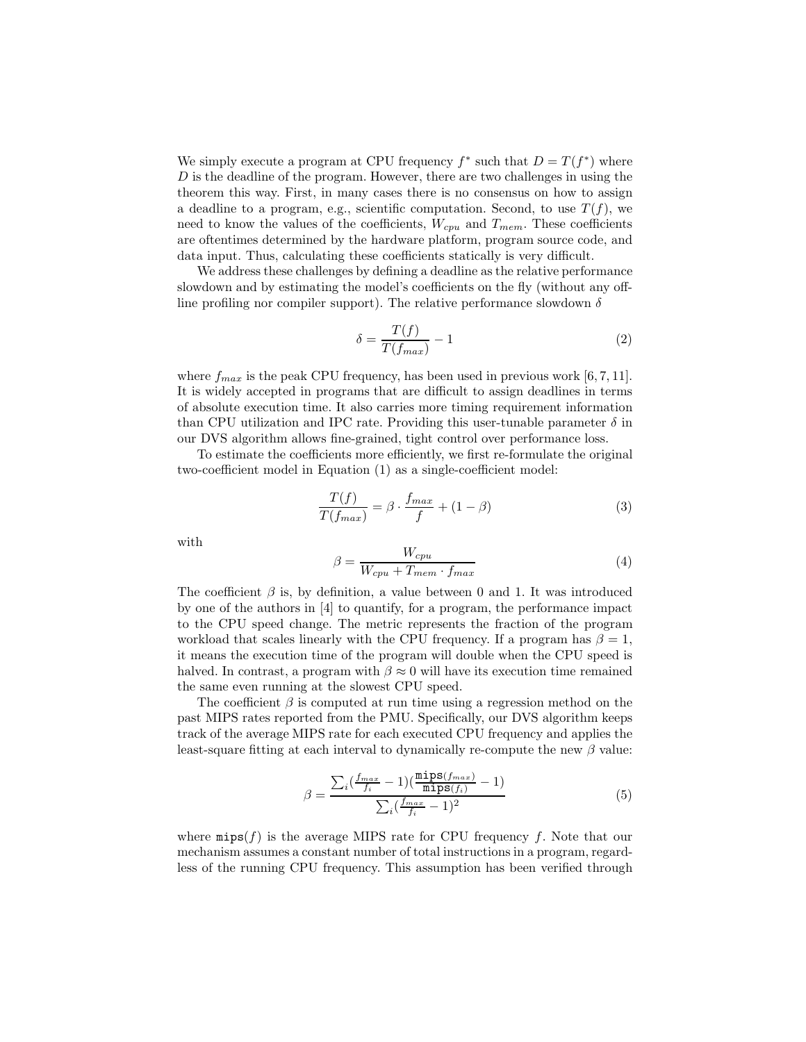We simply execute a program at CPU frequency $f^*$ such that $D = T(f^*)$ where $D$ is the deadline of the program. However, there are two challenges in using the theorem this way. First, in many cases there is no consensus on how to assign a deadline to a program, e.g., scientific computation. Second, to use $T(f)$, we need to know the values of the coefficients, $W_{cpu}$ and $T_{mem}$. These coefficients are oftentimes determined by the hardware platform, program source code, and data input. Thus, calculating these coefficients statically is very difficult.

We address these challenges by defining a deadline as the relative performance slowdown and by estimating the model's coefficients on the fly (without any offline profiling nor compiler support). The relative performance slowdown $\delta$

$$\delta = \frac{T(f)}{T(f_{max})} - 1 \tag{2}$$

where $f_{max}$ is the peak CPU frequency, has been used in previous work [6, 7, 11]. It is widely accepted in programs that are difficult to assign deadlines in terms of absolute execution time. It also carries more timing requirement information than CPU utilization and IPC rate. Providing this user-tunable parameter $\delta$ in our DVS algorithm allows fine-grained, tight control over performance loss.

To estimate the coefficients more efficiently, we first re-formulate the original two-coefficient model in Equation (1) as a single-coefficient model:

$$\frac{T(f)}{T(f_{max})} = \beta \cdot \frac{f_{max}}{f} + (1 - \beta) \tag{3}$$

with

$$\beta = \frac{W_{cpu}}{W_{cpu} + T_{mem} \cdot f_{max}} \tag{4}$$

The coefficient $\beta$ is, by definition, a value between 0 and 1. It was introduced by one of the authors in [4] to quantify, for a program, the performance impact to the CPU speed change. The metric represents the fraction of the program workload that scales linearly with the CPU frequency. If a program has $\beta = 1$, it means the execution time of the program will double when the CPU speed is halved. In contrast, a program with $\beta \approx 0$ will have its execution time remained the same even running at the slowest CPU speed.

The coefficient $\beta$ is computed at run time using a regression method on the past MIPS rates reported from the PMU. Specifically, our DVS algorithm keeps track of the average MIPS rate for each executed CPU frequency and applies the least-square fitting at each interval to dynamically re-compute the new $\beta$ value:

$$\beta = \frac{\sum_i (\frac{f_{max}}{f_i} - 1)(\frac{\mathtt{mips}(f_{max})}{\mathtt{mips}(f_i)} - 1)}{\sum_i (\frac{f_{max}}{f_i} - 1)^2} \tag{5}$$

where $\mathtt{mips}(f)$ is the average MIPS rate for CPU frequency $f$. Note that our mechanism assumes a constant number of total instructions in a program, regardless of the running CPU frequency. This assumption has been verified through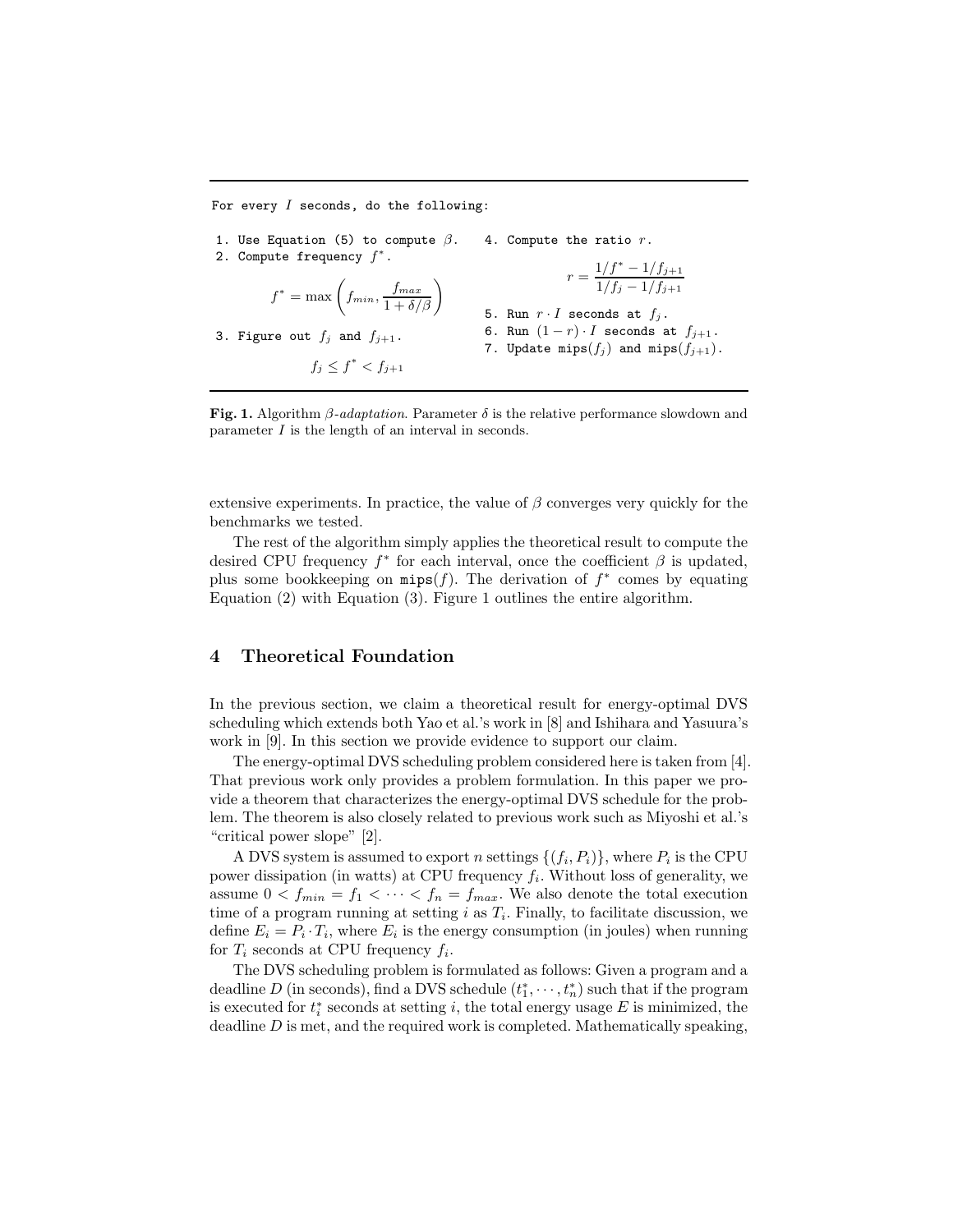```
For every I seconds, do the following:

1. Use Equation (5) to compute β.
2. Compute frequency f*.

        f* = max( f_min, f_max / (1 + δ/β) )

3. Figure out f_j and f_{j+1}.

        f_j ≤ f* < f_{j+1}

4. Compute the ratio r.

        r = (1/f* − 1/f_{j+1}) / (1/f_j − 1/f_{j+1})

5. Run r · I seconds at f_j.
6. Run (1 − r) · I seconds at f_{j+1}.
7. Update mips(f_j) and mips(f_{j+1}).
```

**Fig. 1.** Algorithm *β-adaptation*. Parameter $\delta$ is the relative performance slowdown and parameter $I$ is the length of an interval in seconds.

extensive experiments. In practice, the value of $\beta$ converges very quickly for the benchmarks we tested.

The rest of the algorithm simply applies the theoretical result to compute the desired CPU frequency $f^*$ for each interval, once the coefficient $\beta$ is updated, plus some bookkeeping on mips($f$). The derivation of $f^*$ comes by equating Equation (2) with Equation (3). Figure 1 outlines the entire algorithm.

## 4 Theoretical Foundation

In the previous section, we claim a theoretical result for energy-optimal DVS scheduling which extends both Yao et al.'s work in [8] and Ishihara and Yasuura's work in [9]. In this section we provide evidence to support our claim.

The energy-optimal DVS scheduling problem considered here is taken from [4]. That previous work only provides a problem formulation. In this paper we provide a theorem that characterizes the energy-optimal DVS schedule for the problem. The theorem is also closely related to previous work such as Miyoshi et al.'s "critical power slope" [2].

A DVS system is assumed to export $n$ settings $\{(f_i, P_i)\}$, where $P_i$ is the CPU power dissipation (in watts) at CPU frequency $f_i$. Without loss of generality, we assume $0 < f_{min} = f_1 < \cdots < f_n = f_{max}$. We also denote the total execution time of a program running at setting $i$ as $T_i$. Finally, to facilitate discussion, we define $E_i = P_i \cdot T_i$, where $E_i$ is the energy consumption (in joules) when running for $T_i$ seconds at CPU frequency $f_i$.

The DVS scheduling problem is formulated as follows: Given a program and a deadline $D$ (in seconds), find a DVS schedule $(t_1^*, \cdots, t_n^*)$ such that if the program is executed for $t_i^*$ seconds at setting $i$, the total energy usage $E$ is minimized, the deadline $D$ is met, and the required work is completed. Mathematically speaking,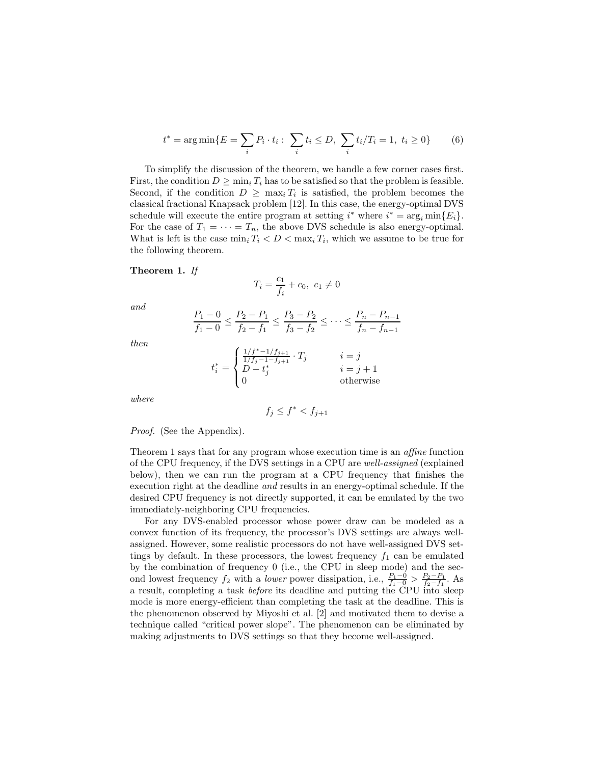$$t^* = \arg\min\{E = \sum_i P_i \cdot t_i : \sum_i t_i \leq D, \sum_i t_i/T_i = 1, t_i \geq 0\} \tag{6}$$

To simplify the discussion of the theorem, we handle a few corner cases first. First, the condition $D \geq \min_i T_i$ has to be satisfied so that the problem is feasible. Second, if the condition $D \geq \max_i T_i$ is satisfied, the problem becomes the classical fractional Knapsack problem [12]. In this case, the energy-optimal DVS schedule will execute the entire program at setting $i^*$ where $i^* = \arg_i \min\{E_i\}$. For the case of $T_1 = \cdots = T_n$, the above DVS schedule is also energy-optimal. What is left is the case $\min_i T_i < D < \max_i T_i$, which we assume to be true for the following theorem.

**Theorem 1.** *If*

$$T_i = \frac{c_1}{f_i} + c_0, \; c_1 \neq 0$$

*and*

$$\frac{P_1 - 0}{f_1 - 0} \leq \frac{P_2 - P_1}{f_2 - f_1} \leq \frac{P_3 - P_2}{f_3 - f_2} \leq \cdots \leq \frac{P_n - P_{n-1}}{f_n - f_{n-1}}$$

*then*

$$t_i^* = \begin{cases} \frac{1/f^* - 1/f_{j+1}}{1/f_j - 1 - f_{j+1}} \cdot T_j & i = j \\ D - t_j^* & i = j+1 \\ 0 & \text{otherwise} \end{cases}$$

*where*

$$f_j \leq f^* < f_{j+1}$$

*Proof.* (See the Appendix).

Theorem 1 says that for any program whose execution time is an *affine* function of the CPU frequency, if the DVS settings in a CPU are *well-assigned* (explained below), then we can run the program at a CPU frequency that finishes the execution right at the deadline *and* results in an energy-optimal schedule. If the desired CPU frequency is not directly supported, it can be emulated by the two immediately-neighboring CPU frequencies.

For any DVS-enabled processor whose power draw can be modeled as a convex function of its frequency, the processor's DVS settings are always well-assigned. However, some realistic processors do not have well-assigned DVS settings by default. In these processors, the lowest frequency $f_1$ can be emulated by the combination of frequency 0 (i.e., the CPU in sleep mode) and the second lowest frequency $f_2$ with a *lower* power dissipation, i.e., $\frac{P_1 - 0}{f_1 - 0} > \frac{P_2 - P_1}{f_2 - f_1}$. As a result, completing a task *before* its deadline and putting the CPU into sleep mode is more energy-efficient than completing the task at the deadline. This is the phenomenon observed by Miyoshi et al. [2] and motivated them to devise a technique called "critical power slope". The phenomenon can be eliminated by making adjustments to DVS settings so that they become well-assigned.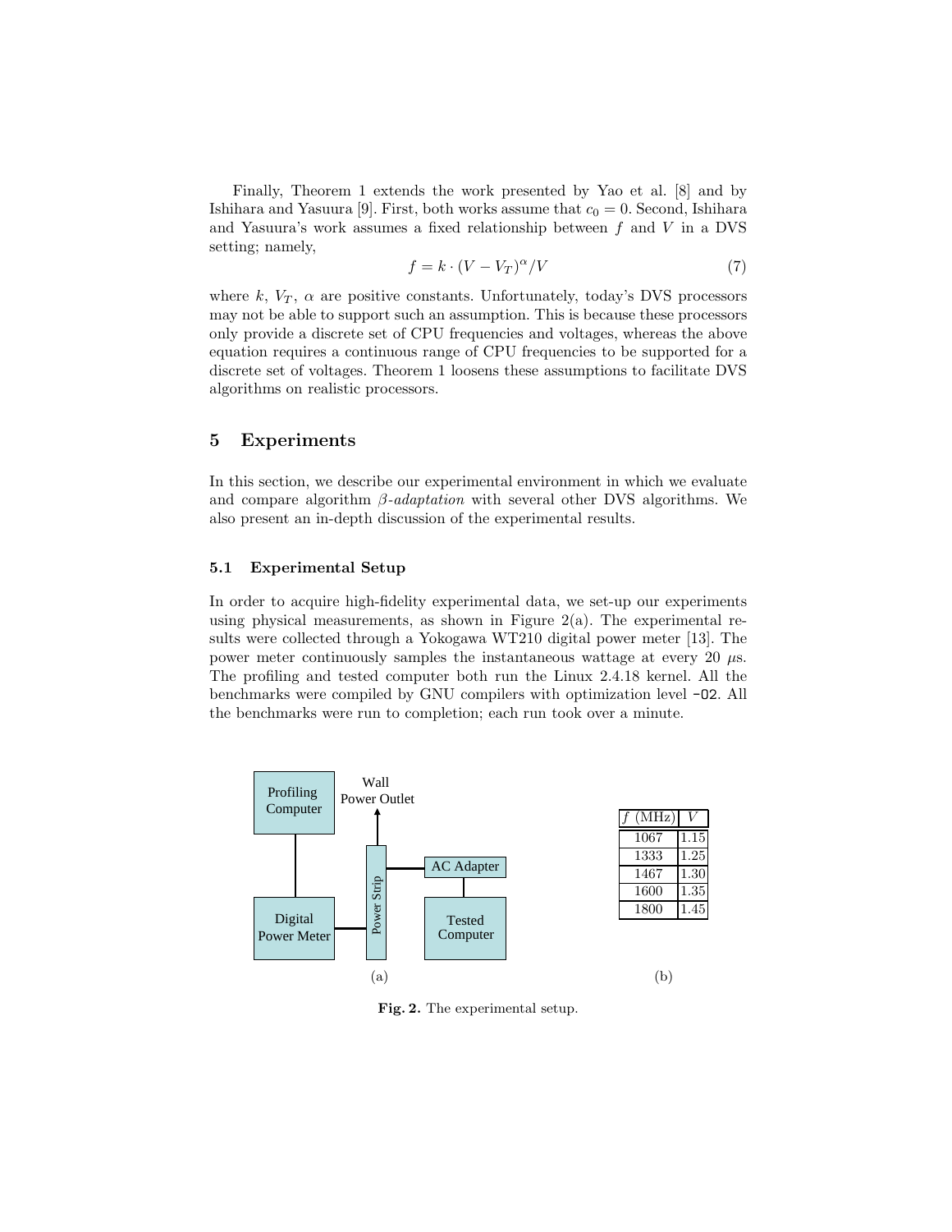Finally, Theorem 1 extends the work presented by Yao et al. [8] and by Ishihara and Yasuura [9]. First, both works assume that $c_0 = 0$. Second, Ishihara and Yasuura's work assumes a fixed relationship between $f$ and $V$ in a DVS setting; namely,

$$f = k \cdot (V - V_T)^\alpha / V \tag{7}$$

where $k$, $V_T$, $\alpha$ are positive constants. Unfortunately, today's DVS processors may not be able to support such an assumption. This is because these processors only provide a discrete set of CPU frequencies and voltages, whereas the above equation requires a continuous range of CPU frequencies to be supported for a discrete set of voltages. Theorem 1 loosens these assumptions to facilitate DVS algorithms on realistic processors.

## 5 Experiments

In this section, we describe our experimental environment in which we evaluate and compare algorithm *β-adaptation* with several other DVS algorithms. We also present an in-depth discussion of the experimental results.

### 5.1 Experimental Setup

In order to acquire high-fidelity experimental data, we set-up our experiments using physical measurements, as shown in Figure 2(a). The experimental results were collected through a Yokogawa WT210 digital power meter [13]. The power meter continuously samples the instantaneous wattage at every 20 $\mu$s. The profiling and tested computer both run the Linux 2.4.18 kernel. All the benchmarks were compiled by GNU compilers with optimization level `-O2`. All the benchmarks were run to completion; each run took over a minute.

Profiling Computer — Digital Power Meter — Power Strip — Wall Power Outlet; Power Strip — AC Adapter — Tested Computer

(a)

| $f$ (MHz) | $V$ |
|---|---|
| 1067 | 1.15 |
| 1333 | 1.25 |
| 1467 | 1.30 |
| 1600 | 1.35 |
| 1800 | 1.45 |

(b)

**Fig. 2.** The experimental setup.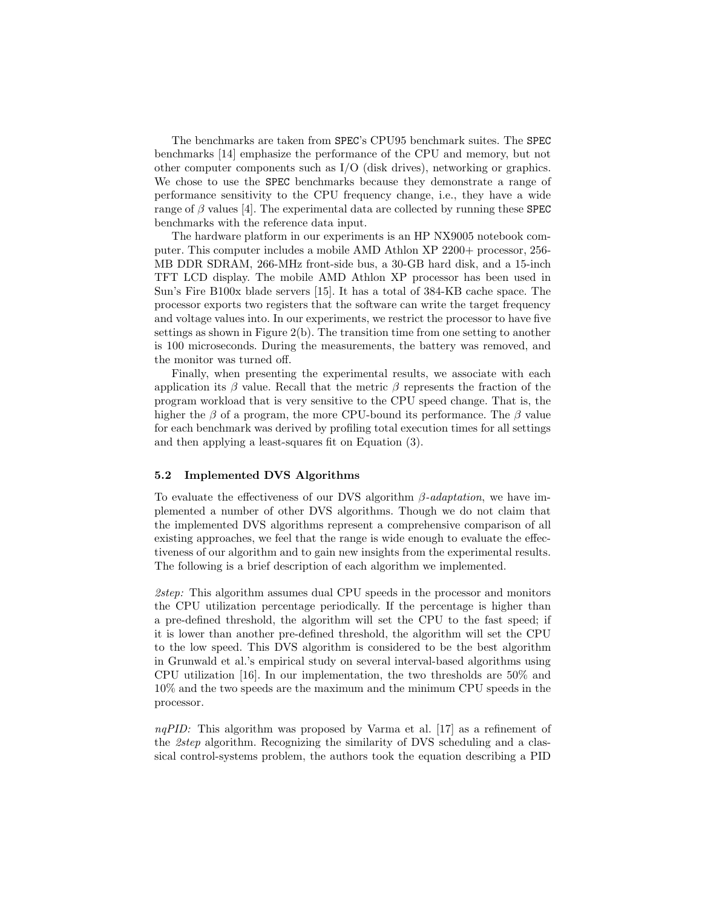The benchmarks are taken from SPEC's CPU95 benchmark suites. The SPEC benchmarks [14] emphasize the performance of the CPU and memory, but not other computer components such as I/O (disk drives), networking or graphics. We chose to use the SPEC benchmarks because they demonstrate a range of performance sensitivity to the CPU frequency change, i.e., they have a wide range of $\beta$ values [4]. The experimental data are collected by running these SPEC benchmarks with the reference data input.

The hardware platform in our experiments is an HP NX9005 notebook computer. This computer includes a mobile AMD Athlon XP 2200+ processor, 256-MB DDR SDRAM, 266-MHz front-side bus, a 30-GB hard disk, and a 15-inch TFT LCD display. The mobile AMD Athlon XP processor has been used in Sun's Fire B100x blade servers [15]. It has a total of 384-KB cache space. The processor exports two registers that the software can write the target frequency and voltage values into. In our experiments, we restrict the processor to have five settings as shown in Figure 2(b). The transition time from one setting to another is 100 microseconds. During the measurements, the battery was removed, and the monitor was turned off.

Finally, when presenting the experimental results, we associate with each application its $\beta$ value. Recall that the metric $\beta$ represents the fraction of the program workload that is very sensitive to the CPU speed change. That is, the higher the $\beta$ of a program, the more CPU-bound its performance. The $\beta$ value for each benchmark was derived by profiling total execution times for all settings and then applying a least-squares fit on Equation (3).

### 5.2 Implemented DVS Algorithms

To evaluate the effectiveness of our DVS algorithm *$\beta$-adaptation*, we have implemented a number of other DVS algorithms. Though we do not claim that the implemented DVS algorithms represent a comprehensive comparison of all existing approaches, we feel that the range is wide enough to evaluate the effectiveness of our algorithm and to gain new insights from the experimental results. The following is a brief description of each algorithm we implemented.

*2step:* This algorithm assumes dual CPU speeds in the processor and monitors the CPU utilization percentage periodically. If the percentage is higher than a pre-defined threshold, the algorithm will set the CPU to the fast speed; if it is lower than another pre-defined threshold, the algorithm will set the CPU to the low speed. This DVS algorithm is considered to be the best algorithm in Grunwald et al.'s empirical study on several interval-based algorithms using CPU utilization [16]. In our implementation, the two thresholds are 50% and 10% and the two speeds are the maximum and the minimum CPU speeds in the processor.

*nqPID:* This algorithm was proposed by Varma et al. [17] as a refinement of the *2step* algorithm. Recognizing the similarity of DVS scheduling and a classical control-systems problem, the authors took the equation describing a PID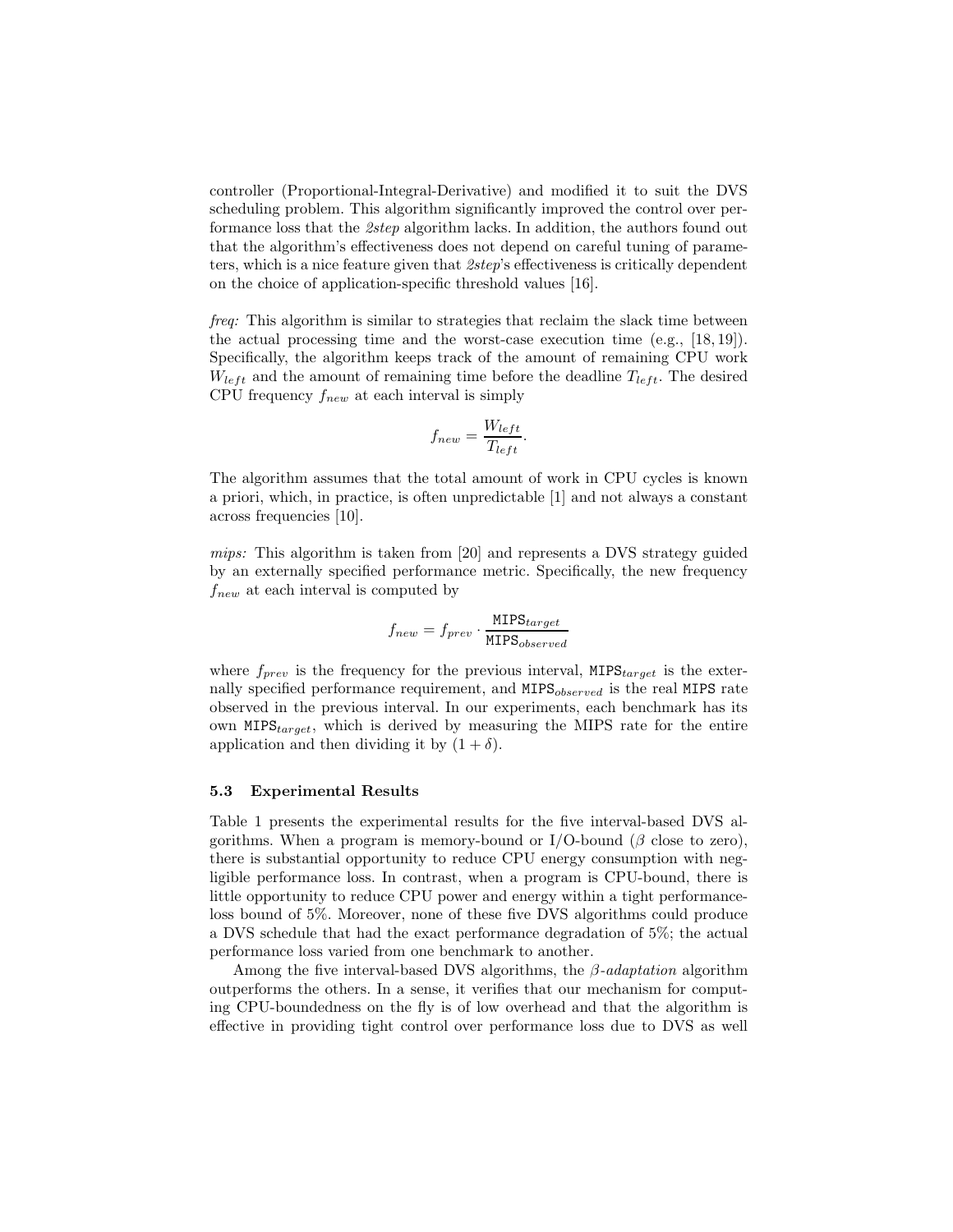controller (Proportional-Integral-Derivative) and modified it to suit the DVS scheduling problem. This algorithm significantly improved the control over performance loss that the *2step* algorithm lacks. In addition, the authors found out that the algorithm's effectiveness does not depend on careful tuning of parameters, which is a nice feature given that *2step*'s effectiveness is critically dependent on the choice of application-specific threshold values [16].

*freq:* This algorithm is similar to strategies that reclaim the slack time between the actual processing time and the worst-case execution time (e.g., [18, 19]). Specifically, the algorithm keeps track of the amount of remaining CPU work $W_{left}$ and the amount of remaining time before the deadline $T_{left}$. The desired CPU frequency $f_{new}$ at each interval is simply

$$f_{new} = \frac{W_{left}}{T_{left}}.$$

The algorithm assumes that the total amount of work in CPU cycles is known a priori, which, in practice, is often unpredictable [1] and not always a constant across frequencies [10].

*mips:* This algorithm is taken from [20] and represents a DVS strategy guided by an externally specified performance metric. Specifically, the new frequency $f_{new}$ at each interval is computed by

$$f_{new} = f_{prev} \cdot \frac{\texttt{MIPS}_{target}}{\texttt{MIPS}_{observed}}$$

where $f_{prev}$ is the frequency for the previous interval, $\texttt{MIPS}_{target}$ is the externally specified performance requirement, and $\texttt{MIPS}_{observed}$ is the real `MIPS` rate observed in the previous interval. In our experiments, each benchmark has its own $\texttt{MIPS}_{target}$, which is derived by measuring the MIPS rate for the entire application and then dividing it by $(1 + \delta)$.

### 5.3 Experimental Results

Table 1 presents the experimental results for the five interval-based DVS algorithms. When a program is memory-bound or I/O-bound ($\beta$ close to zero), there is substantial opportunity to reduce CPU energy consumption with negligible performance loss. In contrast, when a program is CPU-bound, there is little opportunity to reduce CPU power and energy within a tight performance-loss bound of 5%. Moreover, none of these five DVS algorithms could produce a DVS schedule that had the exact performance degradation of 5%; the actual performance loss varied from one benchmark to another.

Among the five interval-based DVS algorithms, the *β-adaptation* algorithm outperforms the others. In a sense, it verifies that our mechanism for computing CPU-boundedness on the fly is of low overhead and that the algorithm is effective in providing tight control over performance loss due to DVS as well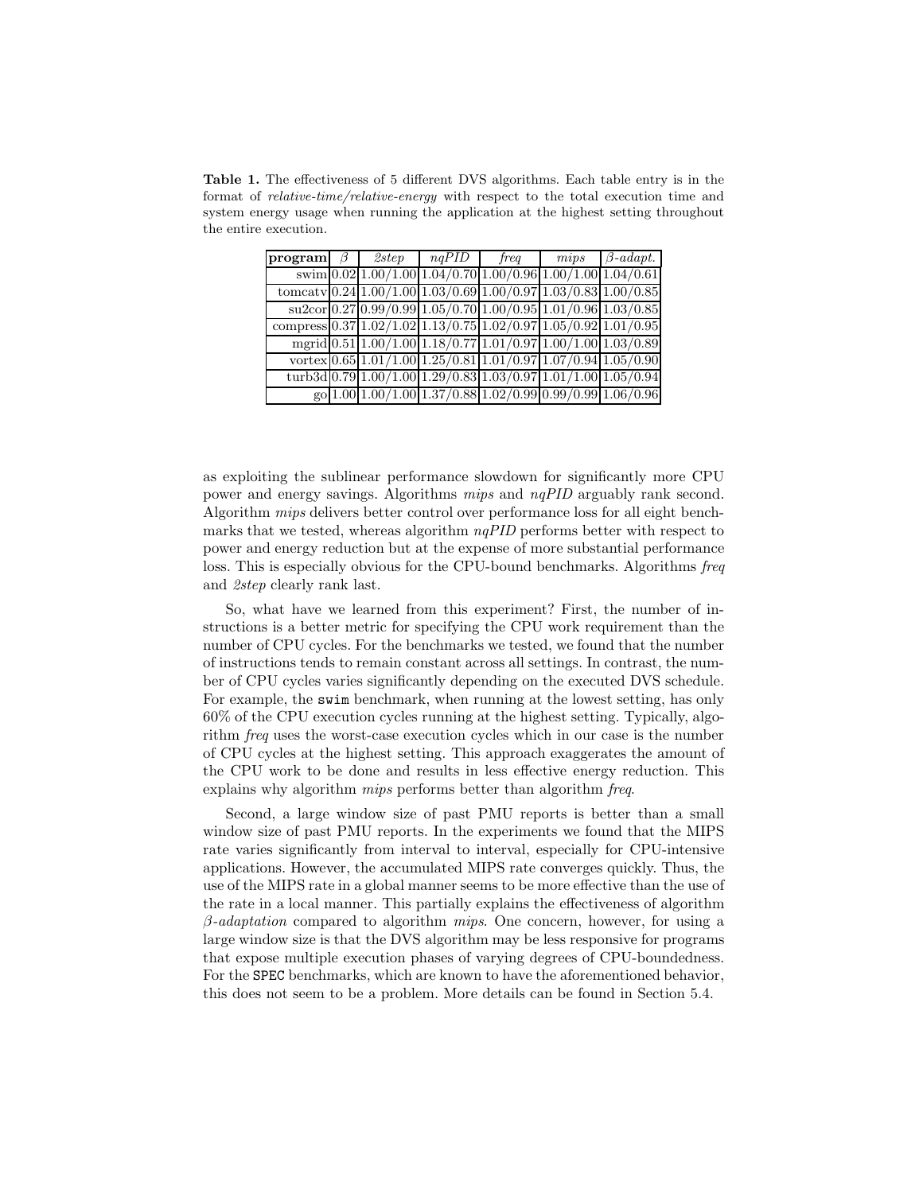**Table 1.** The effectiveness of 5 different DVS algorithms. Each table entry is in the format of *relative-time/relative-energy* with respect to the total execution time and system energy usage when running the application at the highest setting throughout the entire execution.

| **program** | $\beta$ | *2step* | *nqPID* | *freq* | *mips* | $\beta$*-adapt.* |
|---|---|---|---|---|---|---|
| swim | 0.02 | 1.00/1.00 | 1.04/0.70 | 1.00/0.96 | 1.00/1.00 | 1.04/0.61 |
| tomcatv | 0.24 | 1.00/1.00 | 1.03/0.69 | 1.00/0.97 | 1.03/0.83 | 1.00/0.85 |
| su2cor | 0.27 | 0.99/0.99 | 1.05/0.70 | 1.00/0.95 | 1.01/0.96 | 1.03/0.85 |
| compress | 0.37 | 1.02/1.02 | 1.13/0.75 | 1.02/0.97 | 1.05/0.92 | 1.01/0.95 |
| mgrid | 0.51 | 1.00/1.00 | 1.18/0.77 | 1.01/0.97 | 1.00/1.00 | 1.03/0.89 |
| vortex | 0.65 | 1.01/1.00 | 1.25/0.81 | 1.01/0.97 | 1.07/0.94 | 1.05/0.90 |
| turb3d | 0.79 | 1.00/1.00 | 1.29/0.83 | 1.03/0.97 | 1.01/1.00 | 1.05/0.94 |
| go | 1.00 | 1.00/1.00 | 1.37/0.88 | 1.02/0.99 | 0.99/0.99 | 1.06/0.96 |

as exploiting the sublinear performance slowdown for significantly more CPU power and energy savings. Algorithms *mips* and *nqPID* arguably rank second. Algorithm *mips* delivers better control over performance loss for all eight benchmarks that we tested, whereas algorithm *nqPID* performs better with respect to power and energy reduction but at the expense of more substantial performance loss. This is especially obvious for the CPU-bound benchmarks. Algorithms *freq* and *2step* clearly rank last.

So, what have we learned from this experiment? First, the number of instructions is a better metric for specifying the CPU work requirement than the number of CPU cycles. For the benchmarks we tested, we found that the number of instructions tends to remain constant across all settings. In contrast, the number of CPU cycles varies significantly depending on the executed DVS schedule. For example, the `swim` benchmark, when running at the lowest setting, has only 60% of the CPU execution cycles running at the highest setting. Typically, algorithm *freq* uses the worst-case execution cycles which in our case is the number of CPU cycles at the highest setting. This approach exaggerates the amount of the CPU work to be done and results in less effective energy reduction. This explains why algorithm *mips* performs better than algorithm *freq*.

Second, a large window size of past PMU reports is better than a small window size of past PMU reports. In the experiments we found that the MIPS rate varies significantly from interval to interval, especially for CPU-intensive applications. However, the accumulated MIPS rate converges quickly. Thus, the use of the MIPS rate in a global manner seems to be more effective than the use of the rate in a local manner. This partially explains the effectiveness of algorithm $\beta$*-adaptation* compared to algorithm *mips*. One concern, however, for using a large window size is that the DVS algorithm may be less responsive for programs that expose multiple execution phases of varying degrees of CPU-boundedness. For the `SPEC` benchmarks, which are known to have the aforementioned behavior, this does not seem to be a problem. More details can be found in Section 5.4.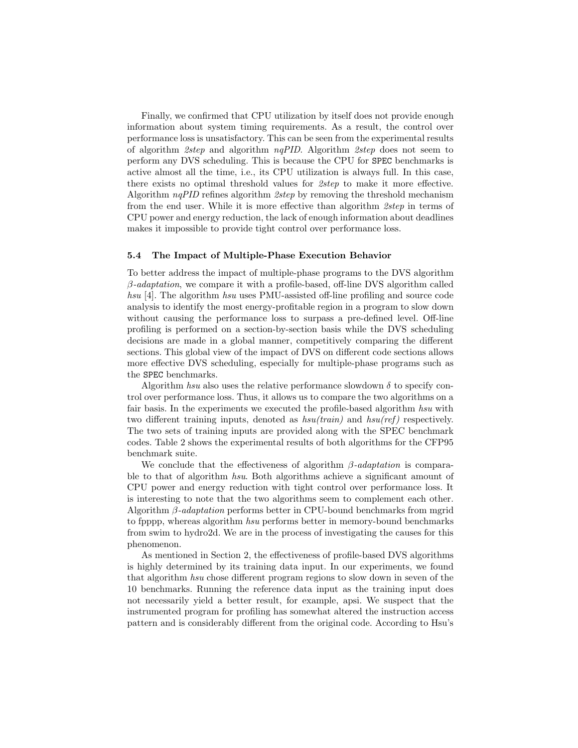Finally, we confirmed that CPU utilization by itself does not provide enough information about system timing requirements. As a result, the control over performance loss is unsatisfactory. This can be seen from the experimental results of algorithm *2step* and algorithm *nqPID*. Algorithm *2step* does not seem to perform any DVS scheduling. This is because the CPU for `SPEC` benchmarks is active almost all the time, i.e., its CPU utilization is always full. In this case, there exists no optimal threshold values for *2step* to make it more effective. Algorithm *nqPID* refines algorithm *2step* by removing the threshold mechanism from the end user. While it is more effective than algorithm *2step* in terms of CPU power and energy reduction, the lack of enough information about deadlines makes it impossible to provide tight control over performance loss.

### 5.4 The Impact of Multiple-Phase Execution Behavior

To better address the impact of multiple-phase programs to the DVS algorithm *$\beta$-adaptation*, we compare it with a profile-based, off-line DVS algorithm called *hsu* [4]. The algorithm *hsu* uses PMU-assisted off-line profiling and source code analysis to identify the most energy-profitable region in a program to slow down without causing the performance loss to surpass a pre-defined level. Off-line profiling is performed on a section-by-section basis while the DVS scheduling decisions are made in a global manner, competitively comparing the different sections. This global view of the impact of DVS on different code sections allows more effective DVS scheduling, especially for multiple-phase programs such as the `SPEC` benchmarks.

Algorithm *hsu* also uses the relative performance slowdown $\delta$ to specify control over performance loss. Thus, it allows us to compare the two algorithms on a fair basis. In the experiments we executed the profile-based algorithm *hsu* with two different training inputs, denoted as *hsu(train)* and *hsu(ref)* respectively. The two sets of training inputs are provided along with the SPEC benchmark codes. Table 2 shows the experimental results of both algorithms for the CFP95 benchmark suite.

We conclude that the effectiveness of algorithm *$\beta$-adaptation* is comparable to that of algorithm *hsu*. Both algorithms achieve a significant amount of CPU power and energy reduction with tight control over performance loss. It is interesting to note that the two algorithms seem to complement each other. Algorithm *$\beta$-adaptation* performs better in CPU-bound benchmarks from mgrid to fpppp, whereas algorithm *hsu* performs better in memory-bound benchmarks from swim to hydro2d. We are in the process of investigating the causes for this phenomenon.

As mentioned in Section 2, the effectiveness of profile-based DVS algorithms is highly determined by its training data input. In our experiments, we found that algorithm *hsu* chose different program regions to slow down in seven of the 10 benchmarks. Running the reference data input as the training input does not necessarily yield a better result, for example, apsi. We suspect that the instrumented program for profiling has somewhat altered the instruction access pattern and is considerably different from the original code. According to Hsu's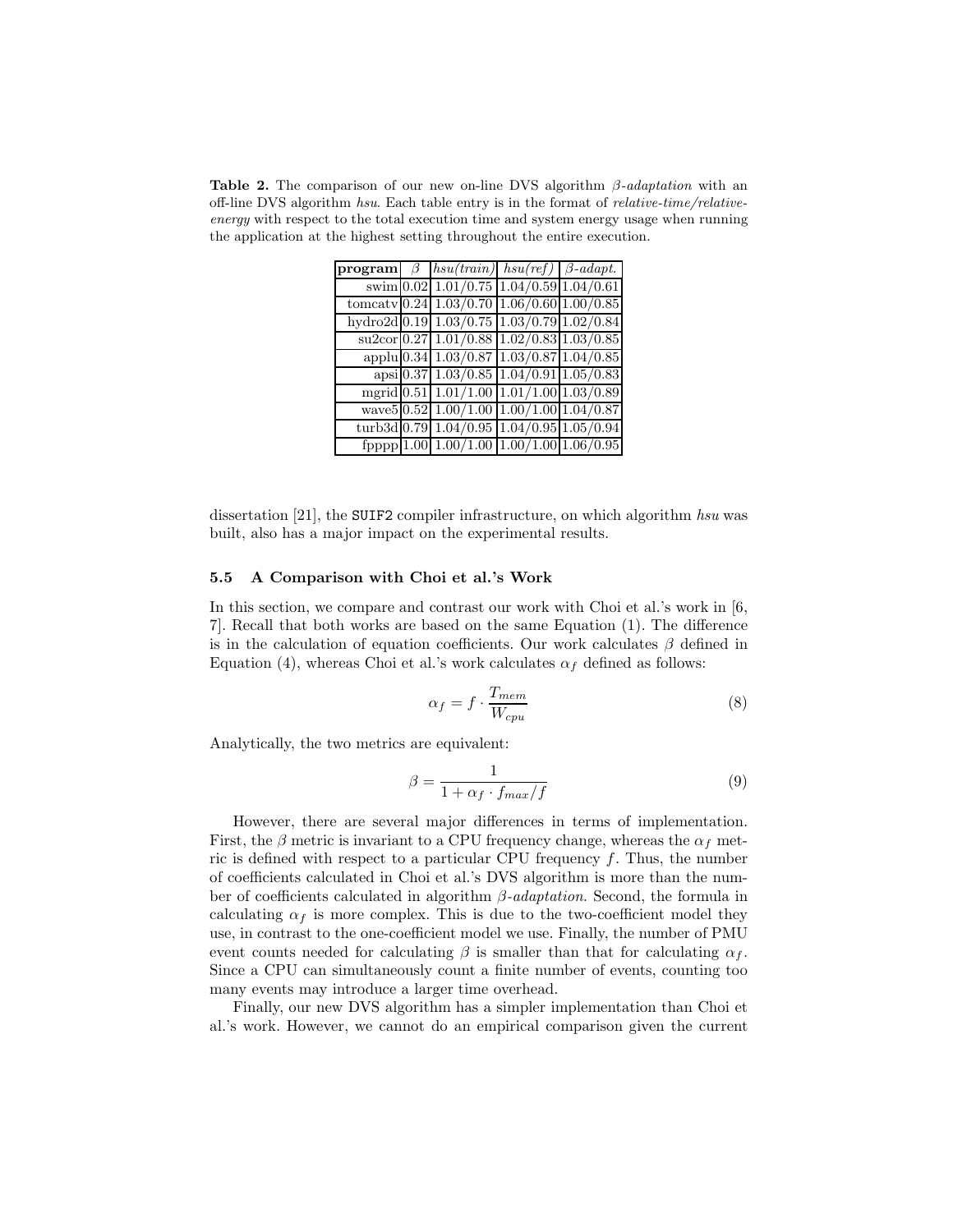**Table 2.** The comparison of our new on-line DVS algorithm *β-adaptation* with an off-line DVS algorithm *hsu*. Each table entry is in the format of *relative-time/relative-energy* with respect to the total execution time and system energy usage when running the application at the highest setting throughout the entire execution.

| **program** | $\beta$ | *hsu(train)* | *hsu(ref)* | *β-adapt.* |
|---|---|---|---|---|
| swim | 0.02 | 1.01/0.75 | 1.04/0.59 | 1.04/0.61 |
| tomcatv | 0.24 | 1.03/0.70 | 1.06/0.60 | 1.00/0.85 |
| hydro2d | 0.19 | 1.03/0.75 | 1.03/0.79 | 1.02/0.84 |
| su2cor | 0.27 | 1.01/0.88 | 1.02/0.83 | 1.03/0.85 |
| applu | 0.34 | 1.03/0.87 | 1.03/0.87 | 1.04/0.85 |
| apsi | 0.37 | 1.03/0.85 | 1.04/0.91 | 1.05/0.83 |
| mgrid | 0.51 | 1.01/1.00 | 1.01/1.00 | 1.03/0.89 |
| wave5 | 0.52 | 1.00/1.00 | 1.00/1.00 | 1.04/0.87 |
| turb3d | 0.79 | 1.04/0.95 | 1.04/0.95 | 1.05/0.94 |
| fpppp | 1.00 | 1.00/1.00 | 1.00/1.00 | 1.06/0.95 |

dissertation [21], the SUIF2 compiler infrastructure, on which algorithm *hsu* was built, also has a major impact on the experimental results.

### 5.5 A Comparison with Choi et al.'s Work

In this section, we compare and contrast our work with Choi et al.'s work in [6, 7]. Recall that both works are based on the same Equation (1). The difference is in the calculation of equation coefficients. Our work calculates $\beta$ defined in Equation (4), whereas Choi et al.'s work calculates $\alpha_f$ defined as follows:

$$\alpha_f = f \cdot \frac{T_{mem}}{W_{cpu}} \tag{8}$$

Analytically, the two metrics are equivalent:

$$\beta = \frac{1}{1 + \alpha_f \cdot f_{max}/f} \tag{9}$$

However, there are several major differences in terms of implementation. First, the $\beta$ metric is invariant to a CPU frequency change, whereas the $\alpha_f$ metric is defined with respect to a particular CPU frequency $f$. Thus, the number of coefficients calculated in Choi et al.'s DVS algorithm is more than the number of coefficients calculated in algorithm *β-adaptation*. Second, the formula in calculating $\alpha_f$ is more complex. This is due to the two-coefficient model they use, in contrast to the one-coefficient model we use. Finally, the number of PMU event counts needed for calculating $\beta$ is smaller than that for calculating $\alpha_f$. Since a CPU can simultaneously count a finite number of events, counting too many events may introduce a larger time overhead.

Finally, our new DVS algorithm has a simpler implementation than Choi et al.'s work. However, we cannot do an empirical comparison given the current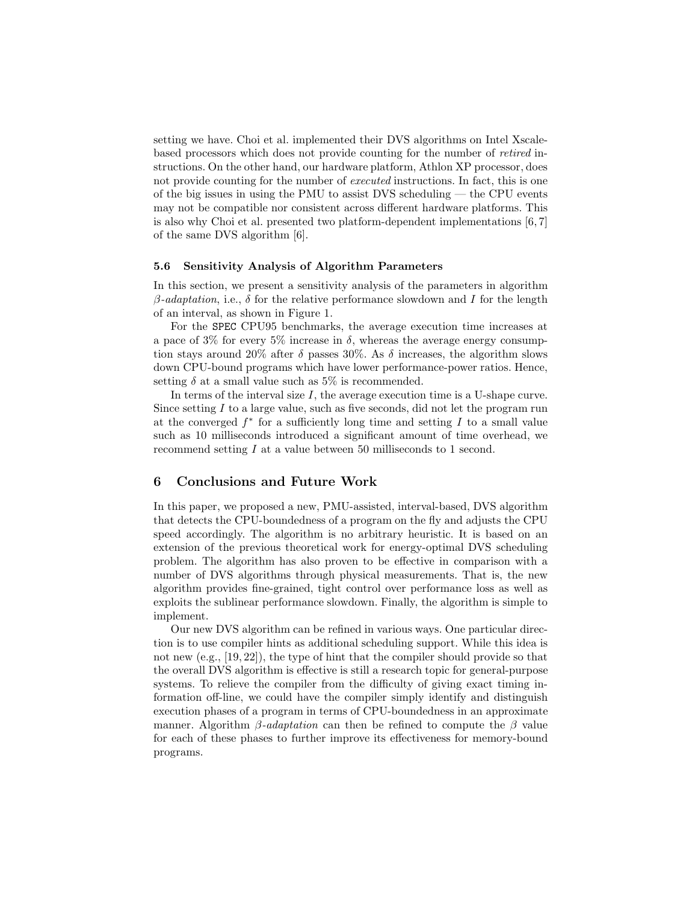setting we have. Choi et al. implemented their DVS algorithms on Intel Xscale-based processors which does not provide counting for the number of *retired* instructions. On the other hand, our hardware platform, Athlon XP processor, does not provide counting for the number of *executed* instructions. In fact, this is one of the big issues in using the PMU to assist DVS scheduling — the CPU events may not be compatible nor consistent across different hardware platforms. This is also why Choi et al. presented two platform-dependent implementations [6, 7] of the same DVS algorithm [6].

### 5.6 Sensitivity Analysis of Algorithm Parameters

In this section, we present a sensitivity analysis of the parameters in algorithm *$\beta$-adaptation*, i.e., $\delta$ for the relative performance slowdown and $I$ for the length of an interval, as shown in Figure 1.

For the SPEC CPU95 benchmarks, the average execution time increases at a pace of 3% for every 5% increase in $\delta$, whereas the average energy consumption stays around 20% after $\delta$ passes 30%. As $\delta$ increases, the algorithm slows down CPU-bound programs which have lower performance-power ratios. Hence, setting $\delta$ at a small value such as 5% is recommended.

In terms of the interval size $I$, the average execution time is a U-shape curve. Since setting $I$ to a large value, such as five seconds, did not let the program run at the converged $f^*$ for a sufficiently long time and setting $I$ to a small value such as 10 milliseconds introduced a significant amount of time overhead, we recommend setting $I$ at a value between 50 milliseconds to 1 second.

## 6 Conclusions and Future Work

In this paper, we proposed a new, PMU-assisted, interval-based, DVS algorithm that detects the CPU-boundedness of a program on the fly and adjusts the CPU speed accordingly. The algorithm is no arbitrary heuristic. It is based on an extension of the previous theoretical work for energy-optimal DVS scheduling problem. The algorithm has also proven to be effective in comparison with a number of DVS algorithms through physical measurements. That is, the new algorithm provides fine-grained, tight control over performance loss as well as exploits the sublinear performance slowdown. Finally, the algorithm is simple to implement.

Our new DVS algorithm can be refined in various ways. One particular direction is to use compiler hints as additional scheduling support. While this idea is not new (e.g., [19, 22]), the type of hint that the compiler should provide so that the overall DVS algorithm is effective is still a research topic for general-purpose systems. To relieve the compiler from the difficulty of giving exact timing information off-line, we could have the compiler simply identify and distinguish execution phases of a program in terms of CPU-boundedness in an approximate manner. Algorithm *$\beta$-adaptation* can then be refined to compute the $\beta$ value for each of these phases to further improve its effectiveness for memory-bound programs.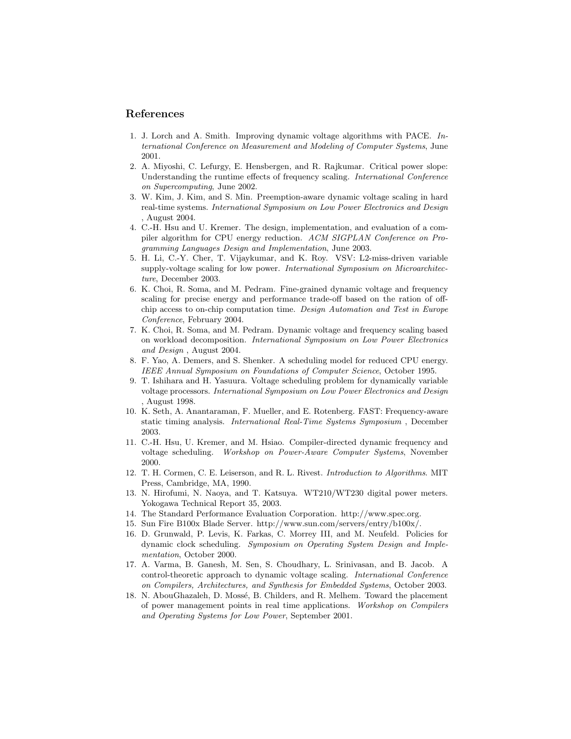## References

1. J. Lorch and A. Smith. Improving dynamic voltage algorithms with PACE. *International Conference on Measurement and Modeling of Computer Systems*, June 2001.
2. A. Miyoshi, C. Lefurgy, E. Hensbergen, and R. Rajkumar. Critical power slope: Understanding the runtime effects of frequency scaling. *International Conference on Supercomputing*, June 2002.
3. W. Kim, J. Kim, and S. Min. Preemption-aware dynamic voltage scaling in hard real-time systems. *International Symposium on Low Power Electronics and Design* , August 2004.
4. C.-H. Hsu and U. Kremer. The design, implementation, and evaluation of a compiler algorithm for CPU energy reduction. *ACM SIGPLAN Conference on Programming Languages Design and Implementation*, June 2003.
5. H. Li, C.-Y. Cher, T. Vijaykumar, and K. Roy. VSV: L2-miss-driven variable supply-voltage scaling for low power. *International Symposium on Microarchitecture*, December 2003.
6. K. Choi, R. Soma, and M. Pedram. Fine-grained dynamic voltage and frequency scaling for precise energy and performance trade-off based on the ration of off-chip access to on-chip computation time. *Design Automation and Test in Europe Conference*, February 2004.
7. K. Choi, R. Soma, and M. Pedram. Dynamic voltage and frequency scaling based on workload decomposition. *International Symposium on Low Power Electronics and Design* , August 2004.
8. F. Yao, A. Demers, and S. Shenker. A scheduling model for reduced CPU energy. *IEEE Annual Symposium on Foundations of Computer Science*, October 1995.
9. T. Ishihara and H. Yasuura. Voltage scheduling problem for dynamically variable voltage processors. *International Symposium on Low Power Electronics and Design* , August 1998.
10. K. Seth, A. Anantaraman, F. Mueller, and E. Rotenberg. FAST: Frequency-aware static timing analysis. *International Real-Time Systems Symposium* , December 2003.
11. C.-H. Hsu, U. Kremer, and M. Hsiao. Compiler-directed dynamic frequency and voltage scheduling. *Workshop on Power-Aware Computer Systems*, November 2000.
12. T. H. Cormen, C. E. Leiserson, and R. L. Rivest. *Introduction to Algorithms*. MIT Press, Cambridge, MA, 1990.
13. N. Hirofumi, N. Naoya, and T. Katsuya. WT210/WT230 digital power meters. Yokogawa Technical Report 35, 2003.
14. The Standard Performance Evaluation Corporation. http://www.spec.org.
15. Sun Fire B100x Blade Server. http://www.sun.com/servers/entry/b100x/.
16. D. Grunwald, P. Levis, K. Farkas, C. Morrey III, and M. Neufeld. Policies for dynamic clock scheduling. *Symposium on Operating System Design and Implementation*, October 2000.
17. A. Varma, B. Ganesh, M. Sen, S. Choudhary, L. Srinivasan, and B. Jacob. A control-theoretic approach to dynamic voltage scaling. *International Conference on Compilers, Architectures, and Synthesis for Embedded Systems*, October 2003.
18. N. AbouGhazaleh, D. Mossé, B. Childers, and R. Melhem. Toward the placement of power management points in real time applications. *Workshop on Compilers and Operating Systems for Low Power*, September 2001.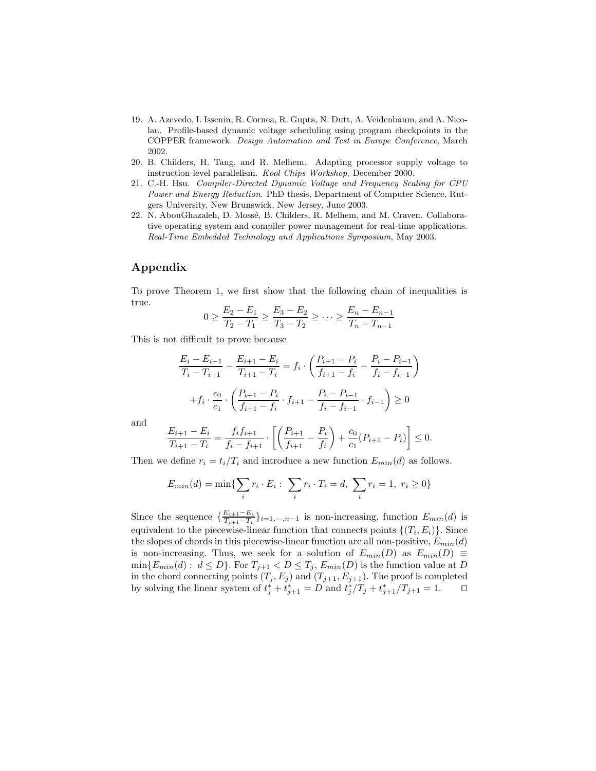19. A. Azevedo, I. Issenin, R. Cornea, R. Gupta, N. Dutt, A. Veidenbaum, and A. Nicolau. Profile-based dynamic voltage scheduling using program checkpoints in the COPPER framework. *Design Automation and Test in Europe Conference*, March 2002.
20. B. Childers, H. Tang, and R. Melhem. Adapting processor supply voltage to instruction-level parallelism. *Kool Chips Workshop*, December 2000.
21. C.-H. Hsu. *Compiler-Directed Dynamic Voltage and Frequency Scaling for CPU Power and Energy Reduction*. PhD thesis, Department of Computer Science, Rutgers University, New Brunswick, New Jersey, June 2003.
22. N. AbouGhazaleh, D. Mossé, B. Childers, R. Melhem, and M. Craven. Collaborative operating system and compiler power management for real-time applications. *Real-Time Embedded Technology and Applications Symposium*, May 2003.

## Appendix

To prove Theorem 1, we first show that the following chain of inequalities is true.

$$0 \geq \frac{E_2 - E_1}{T_2 - T_1} \geq \frac{E_3 - E_2}{T_3 - T_2} \geq \cdots \geq \frac{E_n - E_{n-1}}{T_n - T_{n-1}}$$

This is not difficult to prove because

$$\frac{E_i - E_{i-1}}{T_i - T_{i-1}} - \frac{E_{i+1} - E_i}{T_{i+1} - T_i} = f_i \cdot \left( \frac{P_{i+1} - P_i}{f_{i+1} - f_i} - \frac{P_i - P_{i-1}}{f_i - f_{i-1}} \right)$$

$$+ f_i \cdot \frac{c_0}{c_1} \cdot \left( \frac{P_{i+1} - P_i}{f_{i+1} - f_i} \cdot f_{i+1} - \frac{P_i - P_{i-1}}{f_i - f_{i-1}} \cdot f_{i-1} \right) \geq 0$$

and

$$\frac{E_{i+1} - E_i}{T_{i+1} - T_i} = \frac{f_i f_{i+1}}{f_i - f_{i+1}} \cdot \left[ \left( \frac{P_{i+1}}{f_{i+1}} - \frac{P_i}{f_i} \right) + \frac{c_0}{c_1}(P_{i+1} - P_i) \right] \leq 0.$$

Then we define $r_i = t_i / T_i$ and introduce a new function $E_{min}(d)$ as follows.

$$E_{min}(d) = \min\{ \sum_i r_i \cdot E_i : \ \sum_i r_i \cdot T_i = d, \ \sum_i r_i = 1, \ r_i \geq 0 \}$$

Since the sequence $\{ \frac{E_{i+1} - E_i}{T_{i+1} - T_i} \}_{i=1,\cdots,n-1}$ is non-increasing, function $E_{min}(d)$ is equivalent to the piecewise-linear function that connects points $\{(T_i, E_i)\}$. Since the slopes of chords in this piecewise-linear function are all non-positive, $E_{min}(d)$ is non-increasing. Thus, we seek for a solution of $E_{min}(D)$ as $E_{min}(D) \equiv \min\{E_{min}(d) : \ d \leq D\}$. For $T_{j+1} < D \leq T_j$, $E_{min}(D)$ is the function value at $D$ in the chord connecting points $(T_j, E_j)$ and $(T_{j+1}, E_{j+1})$. The proof is completed by solving the linear system of $t_j^* + t_{j+1}^* = D$ and $t_j^* / T_j + t_{j+1}^* / T_{j+1} = 1$. □